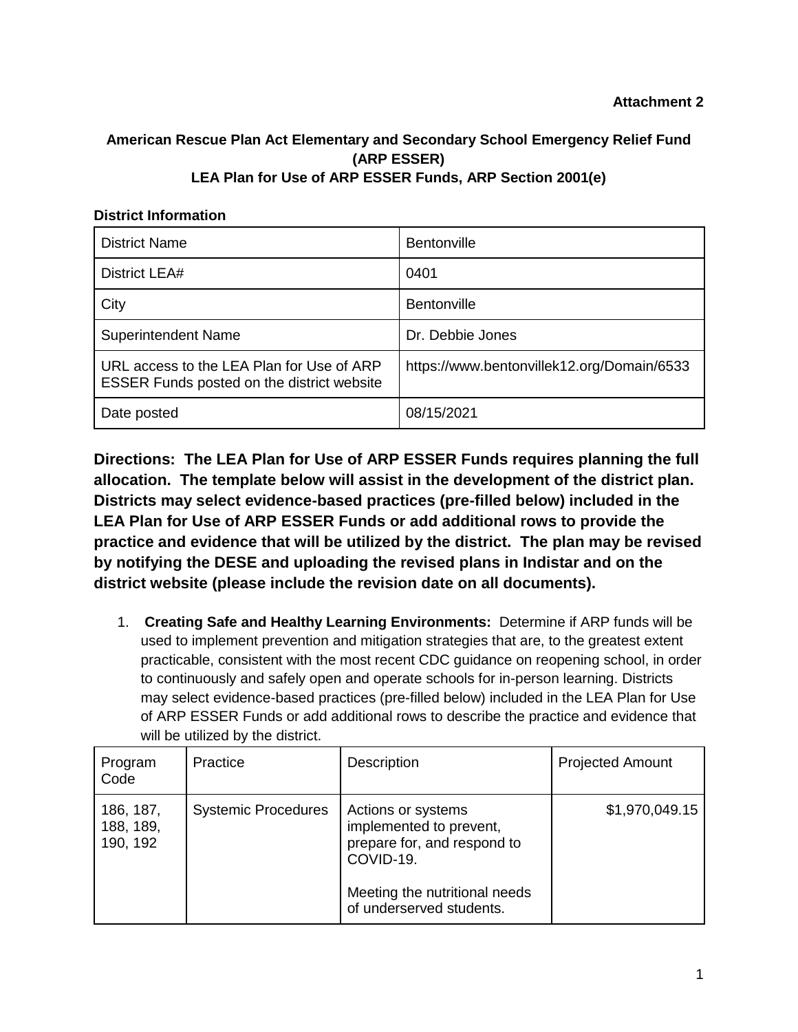**Attachment 2**

## American Rescue Plan Act Elementary and Secondary School Emergency Relief Fund (ARP ESSER)
## LEA Plan for Use of ARP ESSER Funds, ARP Section 2001(e)

**District Information**

| District Name | Bentonville |
|---|---|
| District LEA# | 0401 |
| City | Bentonville |
| Superintendent Name | Dr. Debbie Jones |
| URL access to the LEA Plan for Use of ARP ESSER Funds posted on the district website | https://www.bentonvillek12.org/Domain/6533 |
| Date posted | 08/15/2021 |

**Directions: The LEA Plan for Use of ARP ESSER Funds requires planning the full allocation. The template below will assist in the development of the district plan. Districts may select evidence-based practices (pre-filled below) included in the LEA Plan for Use of ARP ESSER Funds or add additional rows to provide the practice and evidence that will be utilized by the district. The plan may be revised by notifying the DESE and uploading the revised plans in Indistar and on the district website (please include the revision date on all documents).**

1. **Creating Safe and Healthy Learning Environments:** Determine if ARP funds will be used to implement prevention and mitigation strategies that are, to the greatest extent practicable, consistent with the most recent CDC guidance on reopening school, in order to continuously and safely open and operate schools for in-person learning. Districts may select evidence-based practices (pre-filled below) included in the LEA Plan for Use of ARP ESSER Funds or add additional rows to describe the practice and evidence that will be utilized by the district.

| Program Code | Practice | Description | Projected Amount |
|---|---|---|---|
| 186, 187, 188, 189, 190, 192 | Systemic Procedures | Actions or systems implemented to prevent, prepare for, and respond to COVID-19.<br><br>Meeting the nutritional needs of underserved students. | $1,970,049.15 |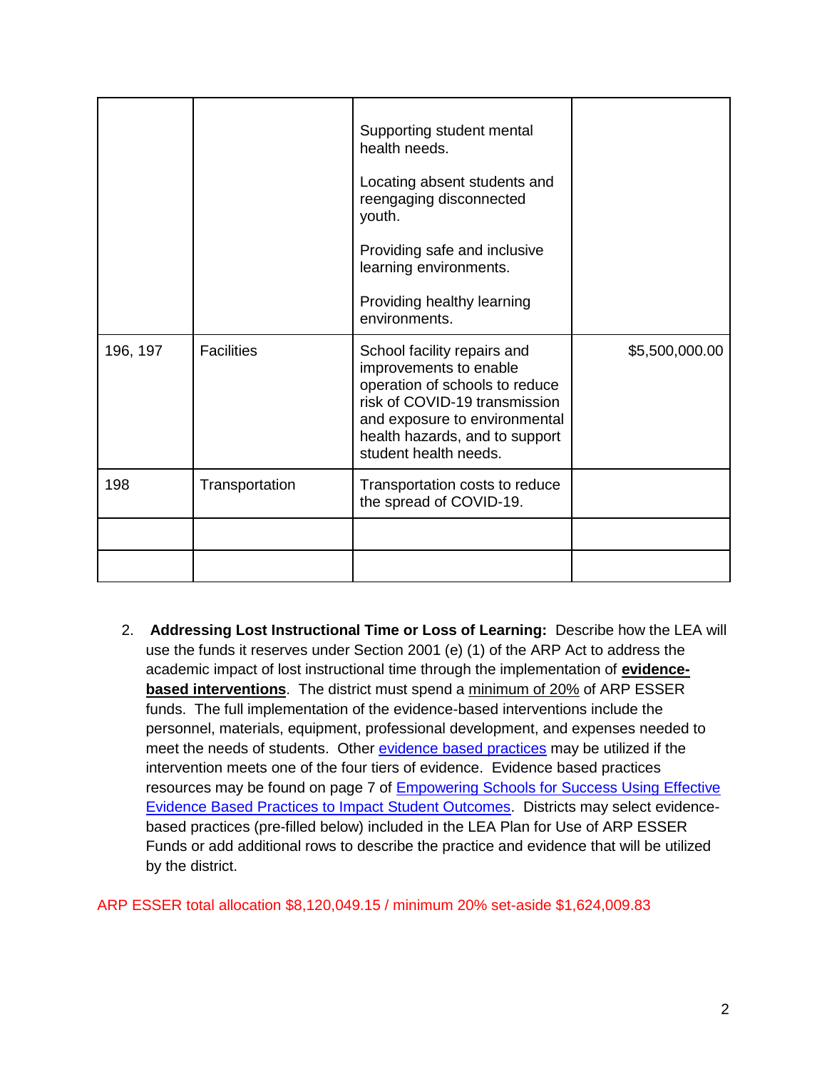| | | | |
|---|---|---|---|
| | | Supporting student mental health needs.<br><br>Locating absent students and reengaging disconnected youth.<br><br>Providing safe and inclusive learning environments.<br><br>Providing healthy learning environments. | |
| 196, 197 | Facilities | School facility repairs and improvements to enable operation of schools to reduce risk of COVID-19 transmission and exposure to environmental health hazards, and to support student health needs. | $5,500,000.00 |
| 198 | Transportation | Transportation costs to reduce the spread of COVID-19. | |
| | | | |
| | | | |

2. **Addressing Lost Instructional Time or Loss of Learning:** Describe how the LEA will use the funds it reserves under Section 2001 (e) (1) of the ARP Act to address the academic impact of lost instructional time through the implementation of **evidence-based interventions**. The district must spend a minimum of 20% of ARP ESSER funds. The full implementation of the evidence-based interventions include the personnel, materials, equipment, professional development, and expenses needed to meet the needs of students. Other evidence based practices may be utilized if the intervention meets one of the four tiers of evidence. Evidence based practices resources may be found on page 7 of Empowering Schools for Success Using Effective Evidence Based Practices to Impact Student Outcomes. Districts may select evidence-based practices (pre-filled below) included in the LEA Plan for Use of ARP ESSER Funds or add additional rows to describe the practice and evidence that will be utilized by the district.

ARP ESSER total allocation $8,120,049.15 / minimum 20% set-aside $1,624,009.83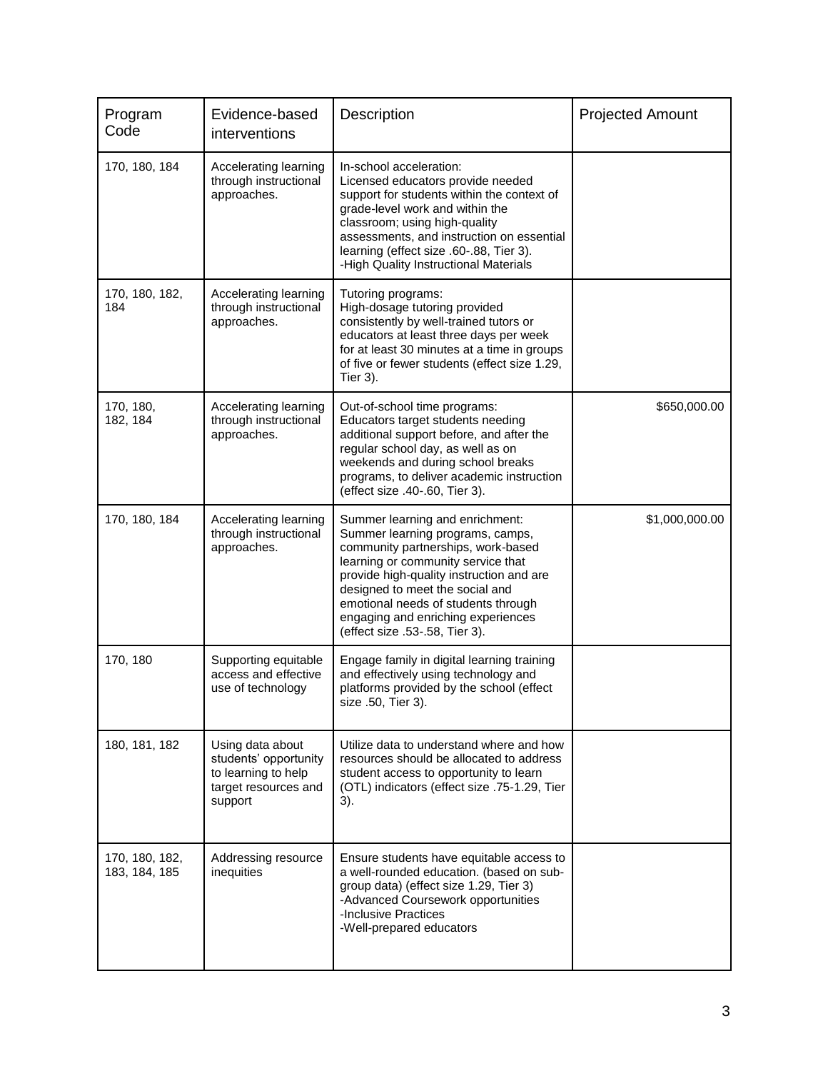| Program Code | Evidence-based interventions | Description | Projected Amount |
|---|---|---|---|
| 170, 180, 184 | Accelerating learning through instructional approaches. | In-school acceleration: Licensed educators provide needed support for students within the context of grade-level work and within the classroom; using high-quality assessments, and instruction on essential learning (effect size .60-.88, Tier 3). -High Quality Instructional Materials | |
| 170, 180, 182, 184 | Accelerating learning through instructional approaches. | Tutoring programs: High-dosage tutoring provided consistently by well-trained tutors or educators at least three days per week for at least 30 minutes at a time in groups of five or fewer students (effect size 1.29, Tier 3). | |
| 170, 180, 182, 184 | Accelerating learning through instructional approaches. | Out-of-school time programs: Educators target students needing additional support before, and after the regular school day, as well as on weekends and during school breaks programs, to deliver academic instruction (effect size .40-.60, Tier 3). | $650,000.00 |
| 170, 180, 184 | Accelerating learning through instructional approaches. | Summer learning and enrichment: Summer learning programs, camps, community partnerships, work-based learning or community service that provide high-quality instruction and are designed to meet the social and emotional needs of students through engaging and enriching experiences (effect size .53-.58, Tier 3). | $1,000,000.00 |
| 170, 180 | Supporting equitable access and effective use of technology | Engage family in digital learning training and effectively using technology and platforms provided by the school (effect size .50, Tier 3). | |
| 180, 181, 182 | Using data about students' opportunity to learning to help target resources and support | Utilize data to understand where and how resources should be allocated to address student access to opportunity to learn (OTL) indicators (effect size .75-1.29, Tier 3). | |
| 170, 180, 182, 183, 184, 185 | Addressing resource inequities | Ensure students have equitable access to a well-rounded education. (based on sub-group data) (effect size 1.29, Tier 3) -Advanced Coursework opportunities -Inclusive Practices -Well-prepared educators | |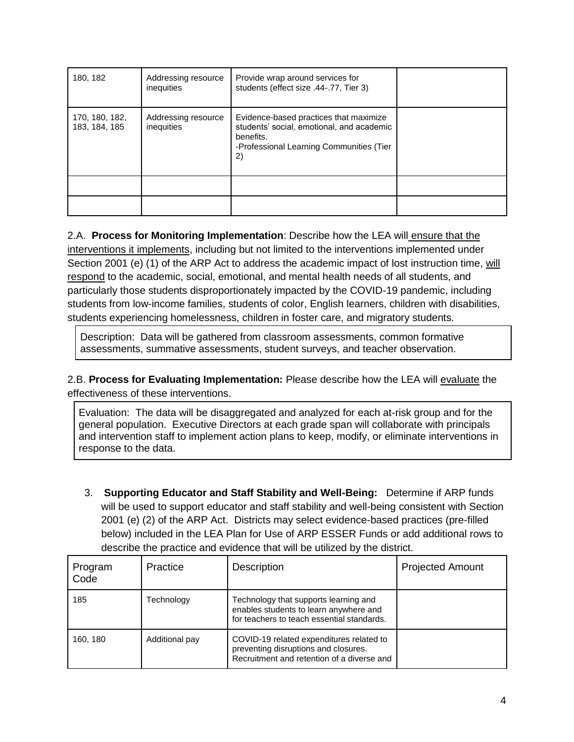| | | | |
|---|---|---|---|
| 180, 182 | Addressing resource inequities | Provide wrap around services for students (effect size .44-.77, Tier 3) | |
| 170, 180, 182, 183, 184, 185 | Addressing resource inequities | Evidence-based practices that maximize students' social, emotional, and academic benefits.<br>-Professional Learning Communities (Tier 2) | |
| | | | |
| | | | |

2.A. **Process for Monitoring Implementation**: Describe how the LEA will ensure that the interventions it implements, including but not limited to the interventions implemented under Section 2001 (e) (1) of the ARP Act to address the academic impact of lost instruction time, will respond to the academic, social, emotional, and mental health needs of all students, and particularly those students disproportionately impacted by the COVID-19 pandemic, including students from low-income families, students of color, English learners, children with disabilities, students experiencing homelessness, children in foster care, and migratory students.

Description: Data will be gathered from classroom assessments, common formative assessments, summative assessments, student surveys, and teacher observation.

2.B. **Process for Evaluating Implementation:** Please describe how the LEA will evaluate the effectiveness of these interventions.

Evaluation: The data will be disaggregated and analyzed for each at-risk group and for the general population. Executive Directors at each grade span will collaborate with principals and intervention staff to implement action plans to keep, modify, or eliminate interventions in response to the data.

3. **Supporting Educator and Staff Stability and Well-Being:** Determine if ARP funds will be used to support educator and staff stability and well-being consistent with Section 2001 (e) (2) of the ARP Act. Districts may select evidence-based practices (pre-filled below) included in the LEA Plan for Use of ARP ESSER Funds or add additional rows to describe the practice and evidence that will be utilized by the district.

| Program Code | Practice | Description | Projected Amount |
|---|---|---|---|
| 185 | Technology | Technology that supports learning and enables students to learn anywhere and for teachers to teach essential standards. | |
| 160, 180 | Additional pay | COVID-19 related expenditures related to preventing disruptions and closures. Recruitment and retention of a diverse and | |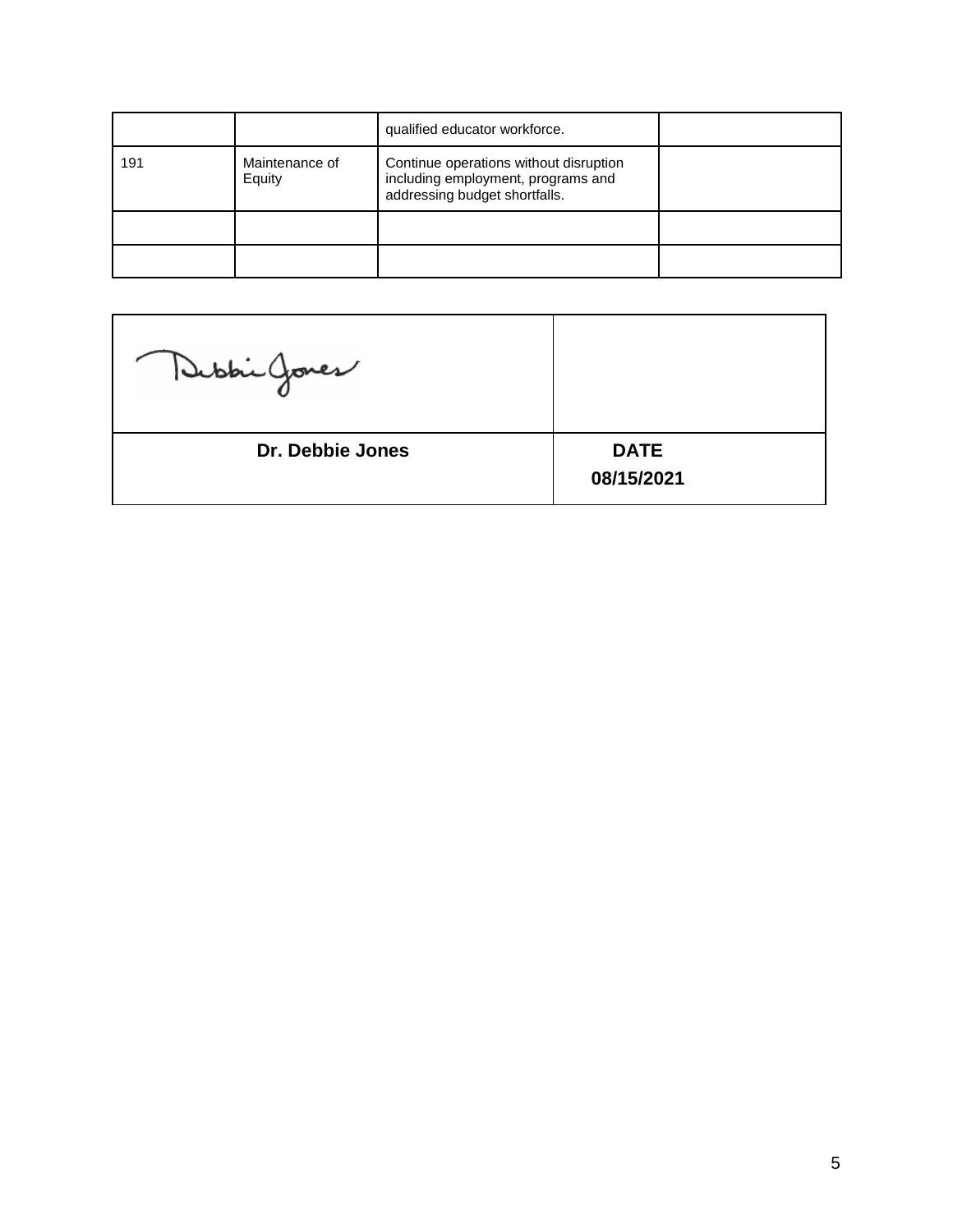| | | | |
|---|---|---|---|
| | | qualified educator workforce. | |
| 191 | Maintenance of Equity | Continue operations without disruption including employment, programs and addressing budget shortfalls. | |
| | | | |
| | | | |

| | |
|---|---|
| Debbie Jones | |
| **Dr. Debbie Jones** | **DATE** **08/15/2021** |